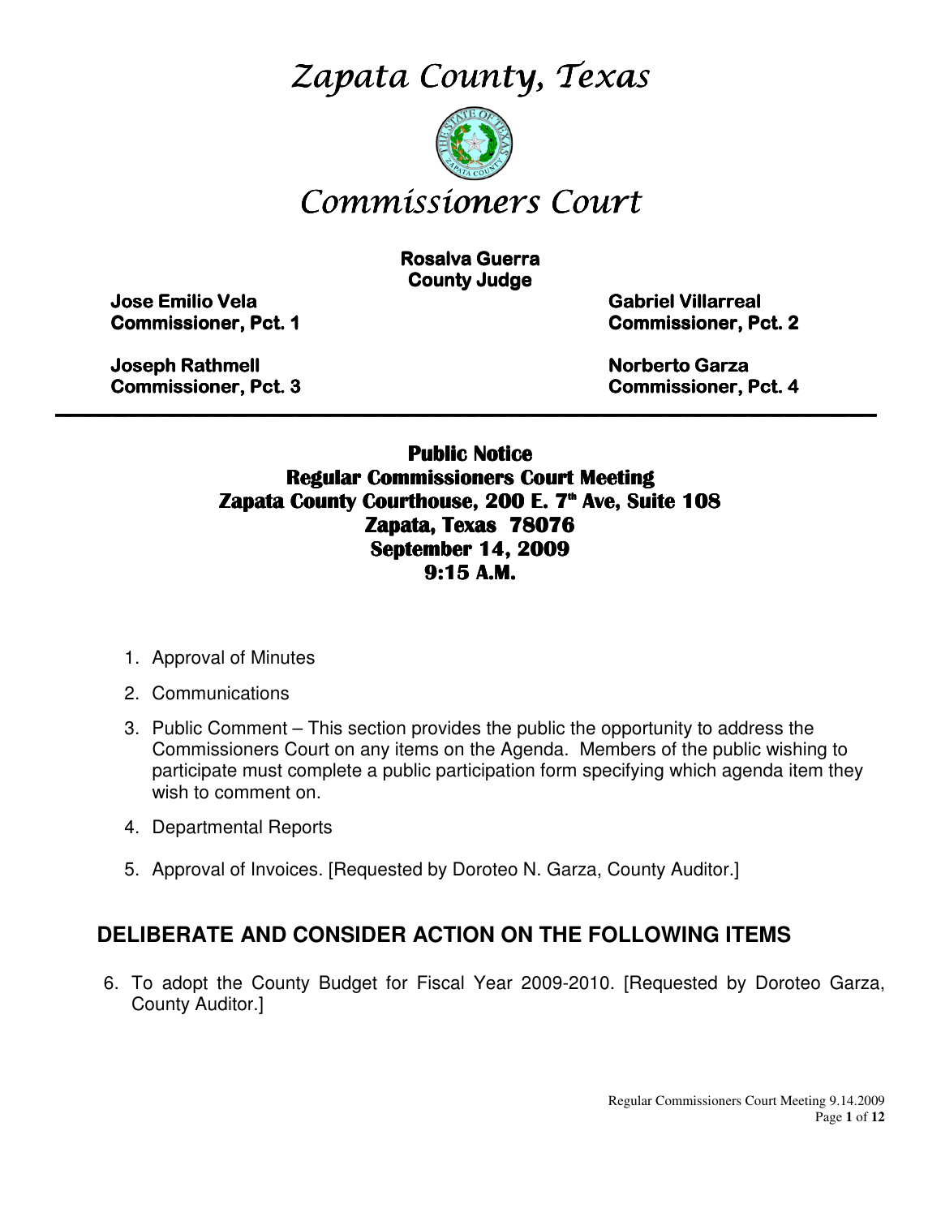# Zapata County, Texas

# Commissioners Court

**Rosalva Guerra**
**County Judge**

**Jose Emilio Vela**
**Commissioner, Pct. 1**

**Gabriel Villarreal**
**Commissioner, Pct. 2**

**Joseph Rathmell**
**Commissioner, Pct. 3**

**Norberto Garza**
**Commissioner, Pct. 4**

---

**Public Notice**
**Regular Commissioners Court Meeting**
**Zapata County Courthouse, 200 E. 7th Ave, Suite 108**
**Zapata, Texas 78076**
**September 14, 2009**
**9:15 A.M.**

1. Approval of Minutes
2. Communications
3. Public Comment – This section provides the public the opportunity to address the Commissioners Court on any items on the Agenda. Members of the public wishing to participate must complete a public participation form specifying which agenda item they wish to comment on.
4. Departmental Reports
5. Approval of Invoices. [Requested by Doroteo N. Garza, County Auditor.]

## DELIBERATE AND CONSIDER ACTION ON THE FOLLOWING ITEMS

6. To adopt the County Budget for Fiscal Year 2009-2010. [Requested by Doroteo Garza, County Auditor.]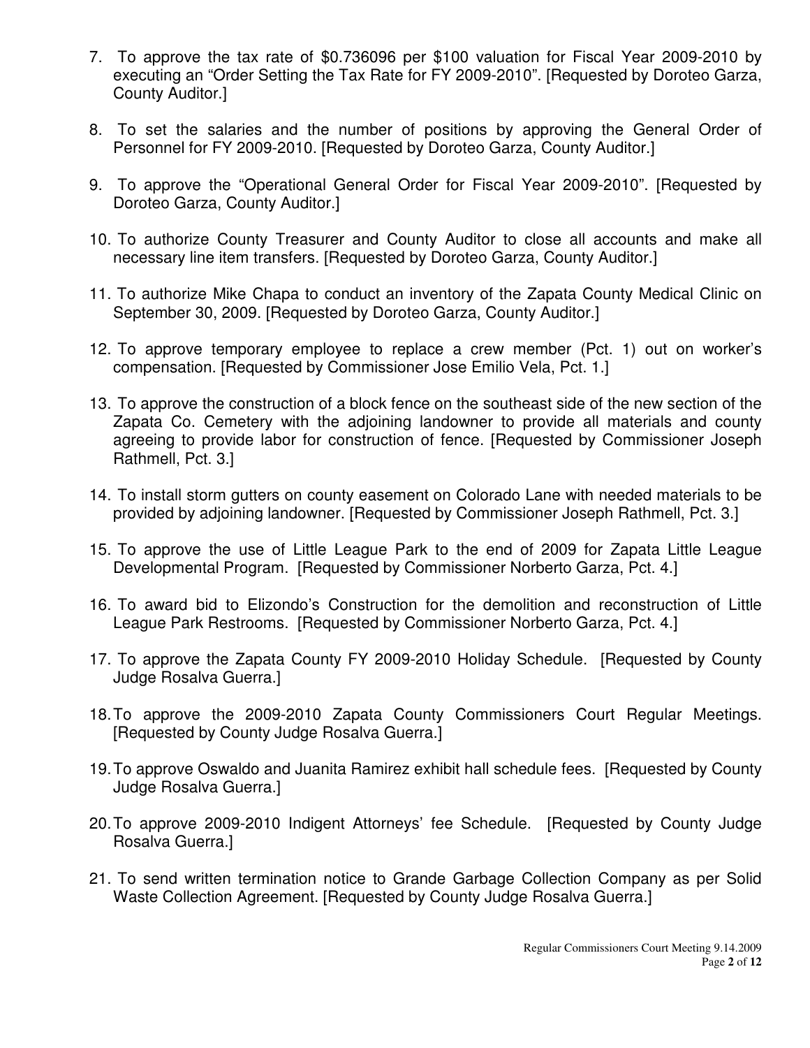7. To approve the tax rate of $0.736096 per $100 valuation for Fiscal Year 2009-2010 by executing an "Order Setting the Tax Rate for FY 2009-2010". [Requested by Doroteo Garza, County Auditor.]

8. To set the salaries and the number of positions by approving the General Order of Personnel for FY 2009-2010. [Requested by Doroteo Garza, County Auditor.]

9. To approve the "Operational General Order for Fiscal Year 2009-2010". [Requested by Doroteo Garza, County Auditor.]

10. To authorize County Treasurer and County Auditor to close all accounts and make all necessary line item transfers. [Requested by Doroteo Garza, County Auditor.]

11. To authorize Mike Chapa to conduct an inventory of the Zapata County Medical Clinic on September 30, 2009. [Requested by Doroteo Garza, County Auditor.]

12. To approve temporary employee to replace a crew member (Pct. 1) out on worker's compensation. [Requested by Commissioner Jose Emilio Vela, Pct. 1.]

13. To approve the construction of a block fence on the southeast side of the new section of the Zapata Co. Cemetery with the adjoining landowner to provide all materials and county agreeing to provide labor for construction of fence. [Requested by Commissioner Joseph Rathmell, Pct. 3.]

14. To install storm gutters on county easement on Colorado Lane with needed materials to be provided by adjoining landowner. [Requested by Commissioner Joseph Rathmell, Pct. 3.]

15. To approve the use of Little League Park to the end of 2009 for Zapata Little League Developmental Program. [Requested by Commissioner Norberto Garza, Pct. 4.]

16. To award bid to Elizondo's Construction for the demolition and reconstruction of Little League Park Restrooms. [Requested by Commissioner Norberto Garza, Pct. 4.]

17. To approve the Zapata County FY 2009-2010 Holiday Schedule. [Requested by County Judge Rosalva Guerra.]

18. To approve the 2009-2010 Zapata County Commissioners Court Regular Meetings. [Requested by County Judge Rosalva Guerra.]

19. To approve Oswaldo and Juanita Ramirez exhibit hall schedule fees. [Requested by County Judge Rosalva Guerra.]

20. To approve 2009-2010 Indigent Attorneys' fee Schedule. [Requested by County Judge Rosalva Guerra.]

21. To send written termination notice to Grande Garbage Collection Company as per Solid Waste Collection Agreement. [Requested by County Judge Rosalva Guerra.]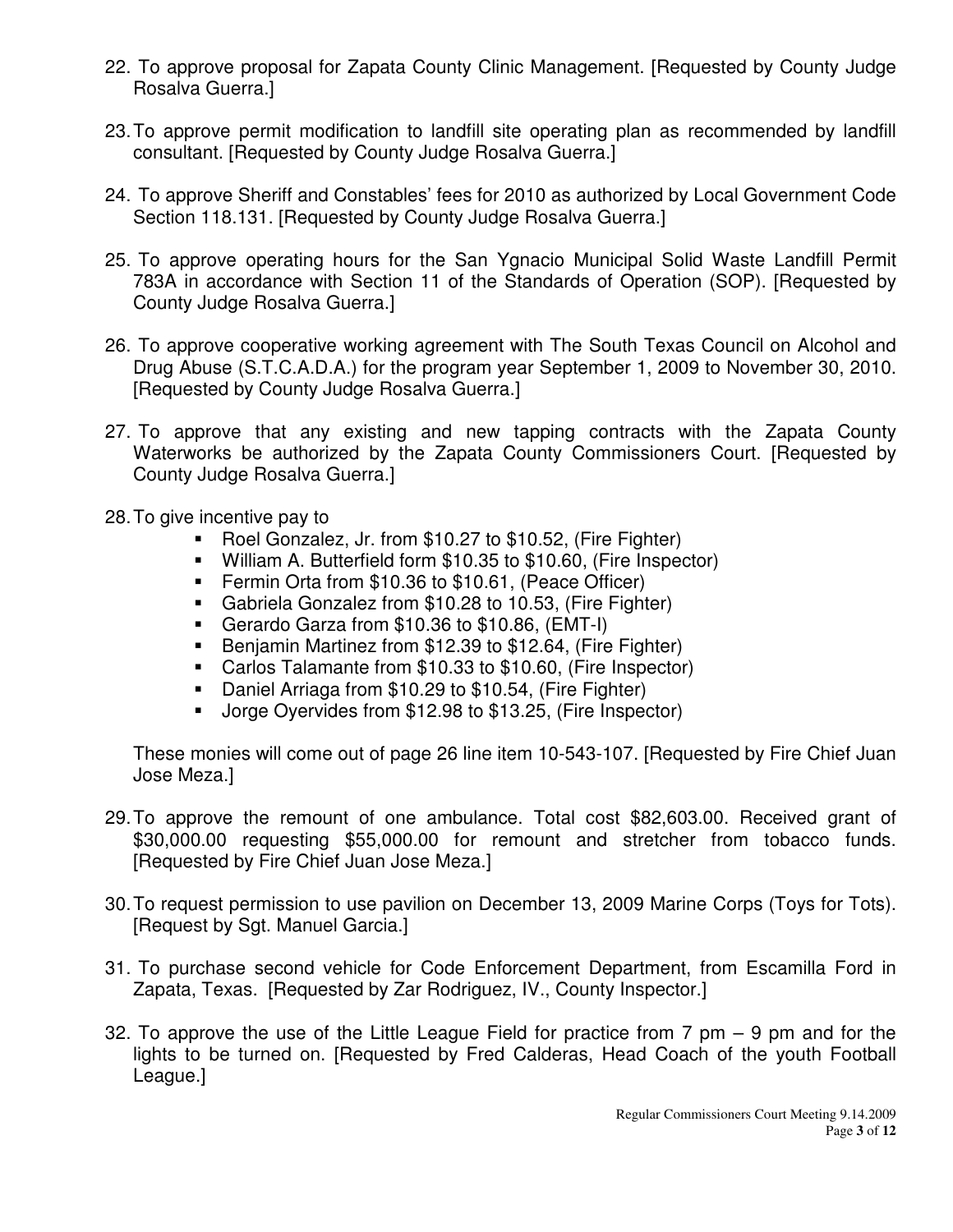22. To approve proposal for Zapata County Clinic Management. [Requested by County Judge Rosalva Guerra.]

23. To approve permit modification to landfill site operating plan as recommended by landfill consultant. [Requested by County Judge Rosalva Guerra.]

24. To approve Sheriff and Constables' fees for 2010 as authorized by Local Government Code Section 118.131. [Requested by County Judge Rosalva Guerra.]

25. To approve operating hours for the San Ygnacio Municipal Solid Waste Landfill Permit 783A in accordance with Section 11 of the Standards of Operation (SOP). [Requested by County Judge Rosalva Guerra.]

26. To approve cooperative working agreement with The South Texas Council on Alcohol and Drug Abuse (S.T.C.A.D.A.) for the program year September 1, 2009 to November 30, 2010. [Requested by County Judge Rosalva Guerra.]

27. To approve that any existing and new tapping contracts with the Zapata County Waterworks be authorized by the Zapata County Commissioners Court. [Requested by County Judge Rosalva Guerra.]

28. To give incentive pay to
    - Roel Gonzalez, Jr. from $10.27 to $10.52, (Fire Fighter)
    - William A. Butterfield form $10.35 to $10.60, (Fire Inspector)
    - Fermin Orta from $10.36 to $10.61, (Peace Officer)
    - Gabriela Gonzalez from $10.28 to 10.53, (Fire Fighter)
    - Gerardo Garza from $10.36 to $10.86, (EMT-I)
    - Benjamin Martinez from $12.39 to $12.64, (Fire Fighter)
    - Carlos Talamante from $10.33 to $10.60, (Fire Inspector)
    - Daniel Arriaga from $10.29 to $10.54, (Fire Fighter)
    - Jorge Oyervides from $12.98 to $13.25, (Fire Inspector)

    These monies will come out of page 26 line item 10-543-107. [Requested by Fire Chief Juan Jose Meza.]

29. To approve the remount of one ambulance. Total cost $82,603.00. Received grant of $30,000.00 requesting $55,000.00 for remount and stretcher from tobacco funds. [Requested by Fire Chief Juan Jose Meza.]

30. To request permission to use pavilion on December 13, 2009 Marine Corps (Toys for Tots). [Request by Sgt. Manuel Garcia.]

31. To purchase second vehicle for Code Enforcement Department, from Escamilla Ford in Zapata, Texas. [Requested by Zar Rodriguez, IV., County Inspector.]

32. To approve the use of the Little League Field for practice from 7 pm – 9 pm and for the lights to be turned on. [Requested by Fred Calderas, Head Coach of the youth Football League.]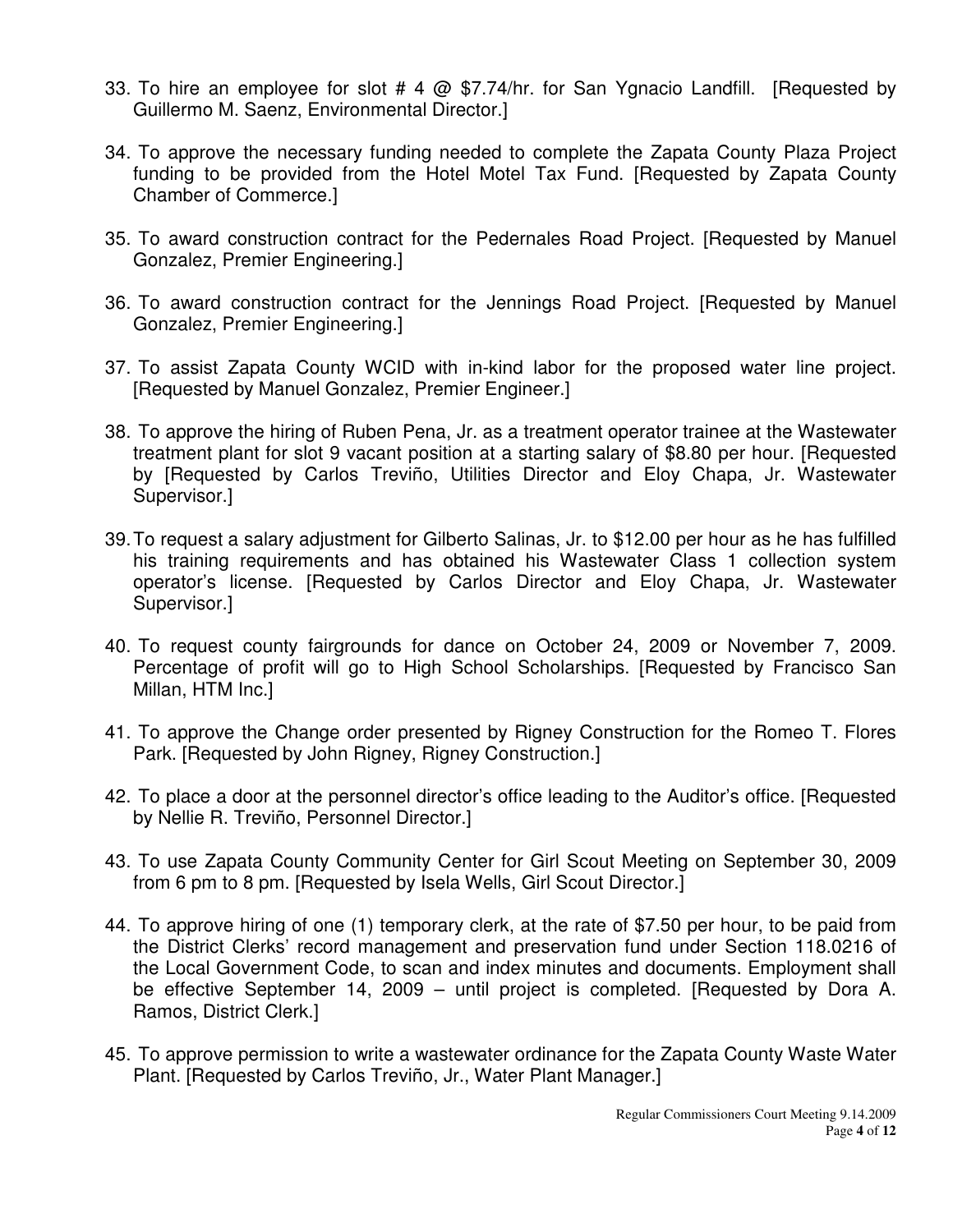33. To hire an employee for slot # 4 @ $7.74/hr. for San Ygnacio Landfill. [Requested by Guillermo M. Saenz, Environmental Director.]

34. To approve the necessary funding needed to complete the Zapata County Plaza Project funding to be provided from the Hotel Motel Tax Fund. [Requested by Zapata County Chamber of Commerce.]

35. To award construction contract for the Pedernales Road Project. [Requested by Manuel Gonzalez, Premier Engineering.]

36. To award construction contract for the Jennings Road Project. [Requested by Manuel Gonzalez, Premier Engineering.]

37. To assist Zapata County WCID with in-kind labor for the proposed water line project. [Requested by Manuel Gonzalez, Premier Engineer.]

38. To approve the hiring of Ruben Pena, Jr. as a treatment operator trainee at the Wastewater treatment plant for slot 9 vacant position at a starting salary of $8.80 per hour. [Requested by [Requested by Carlos Treviño, Utilities Director and Eloy Chapa, Jr. Wastewater Supervisor.]

39. To request a salary adjustment for Gilberto Salinas, Jr. to $12.00 per hour as he has fulfilled his training requirements and has obtained his Wastewater Class 1 collection system operator's license. [Requested by Carlos Director and Eloy Chapa, Jr. Wastewater Supervisor.]

40. To request county fairgrounds for dance on October 24, 2009 or November 7, 2009. Percentage of profit will go to High School Scholarships. [Requested by Francisco San Millan, HTM Inc.]

41. To approve the Change order presented by Rigney Construction for the Romeo T. Flores Park. [Requested by John Rigney, Rigney Construction.]

42. To place a door at the personnel director's office leading to the Auditor's office. [Requested by Nellie R. Treviño, Personnel Director.]

43. To use Zapata County Community Center for Girl Scout Meeting on September 30, 2009 from 6 pm to 8 pm. [Requested by Isela Wells, Girl Scout Director.]

44. To approve hiring of one (1) temporary clerk, at the rate of $7.50 per hour, to be paid from the District Clerks' record management and preservation fund under Section 118.0216 of the Local Government Code, to scan and index minutes and documents. Employment shall be effective September 14, 2009 – until project is completed. [Requested by Dora A. Ramos, District Clerk.]

45. To approve permission to write a wastewater ordinance for the Zapata County Waste Water Plant. [Requested by Carlos Treviño, Jr., Water Plant Manager.]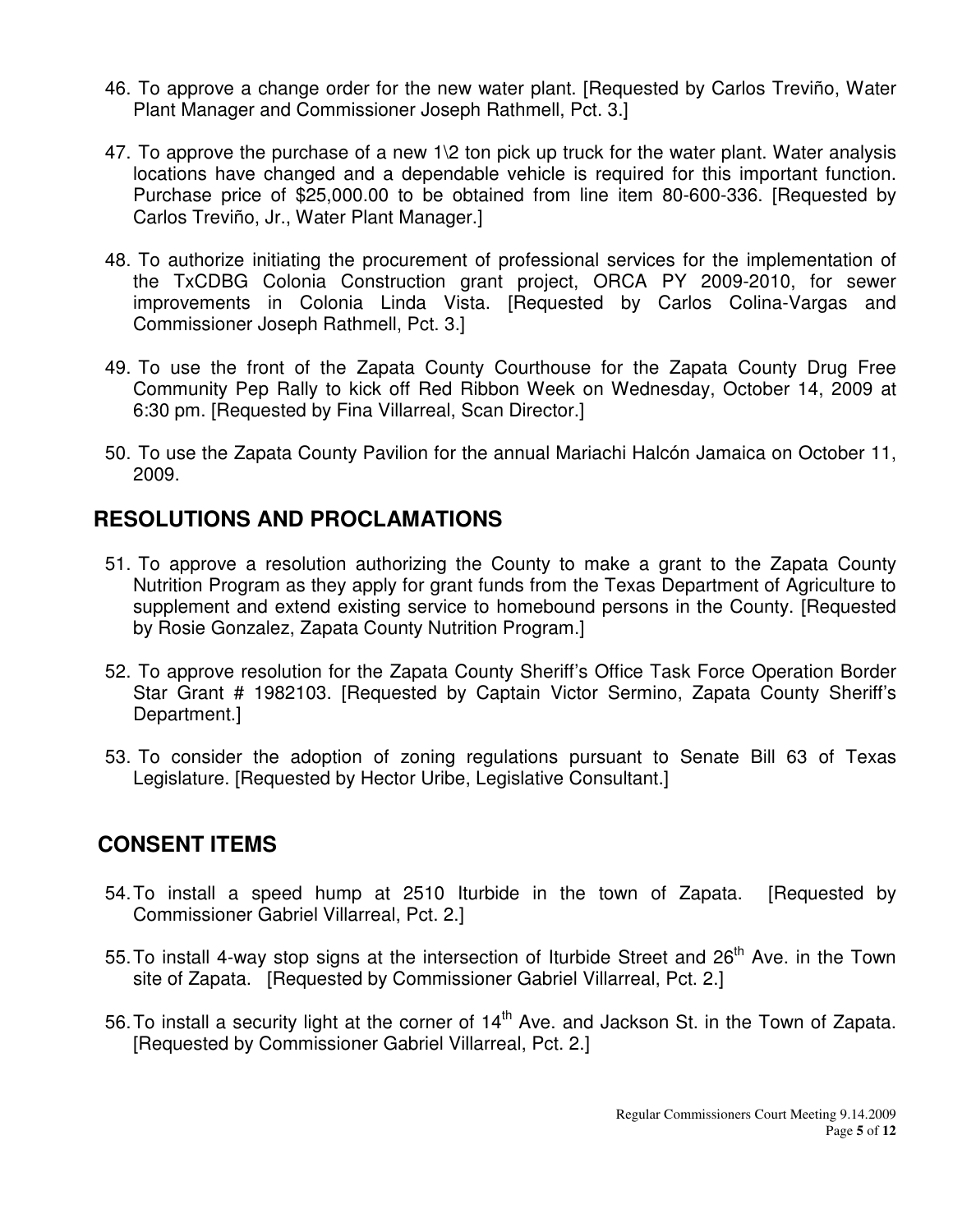46. To approve a change order for the new water plant. [Requested by Carlos Treviño, Water Plant Manager and Commissioner Joseph Rathmell, Pct. 3.]

47. To approve the purchase of a new 1\2 ton pick up truck for the water plant. Water analysis locations have changed and a dependable vehicle is required for this important function. Purchase price of $25,000.00 to be obtained from line item 80-600-336. [Requested by Carlos Treviño, Jr., Water Plant Manager.]

48. To authorize initiating the procurement of professional services for the implementation of the TxCDBG Colonia Construction grant project, ORCA PY 2009-2010, for sewer improvements in Colonia Linda Vista. [Requested by Carlos Colina-Vargas and Commissioner Joseph Rathmell, Pct. 3.]

49. To use the front of the Zapata County Courthouse for the Zapata County Drug Free Community Pep Rally to kick off Red Ribbon Week on Wednesday, October 14, 2009 at 6:30 pm. [Requested by Fina Villarreal, Scan Director.]

50. To use the Zapata County Pavilion for the annual Mariachi Halcón Jamaica on October 11, 2009.

## RESOLUTIONS AND PROCLAMATIONS

51. To approve a resolution authorizing the County to make a grant to the Zapata County Nutrition Program as they apply for grant funds from the Texas Department of Agriculture to supplement and extend existing service to homebound persons in the County. [Requested by Rosie Gonzalez, Zapata County Nutrition Program.]

52. To approve resolution for the Zapata County Sheriff's Office Task Force Operation Border Star Grant # 1982103. [Requested by Captain Victor Sermino, Zapata County Sheriff's Department.]

53. To consider the adoption of zoning regulations pursuant to Senate Bill 63 of Texas Legislature. [Requested by Hector Uribe, Legislative Consultant.]

## CONSENT ITEMS

54. To install a speed hump at 2510 Iturbide in the town of Zapata. [Requested by Commissioner Gabriel Villarreal, Pct. 2.]

55. To install 4-way stop signs at the intersection of Iturbide Street and 26th Ave. in the Town site of Zapata. [Requested by Commissioner Gabriel Villarreal, Pct. 2.]

56. To install a security light at the corner of 14th Ave. and Jackson St. in the Town of Zapata. [Requested by Commissioner Gabriel Villarreal, Pct. 2.]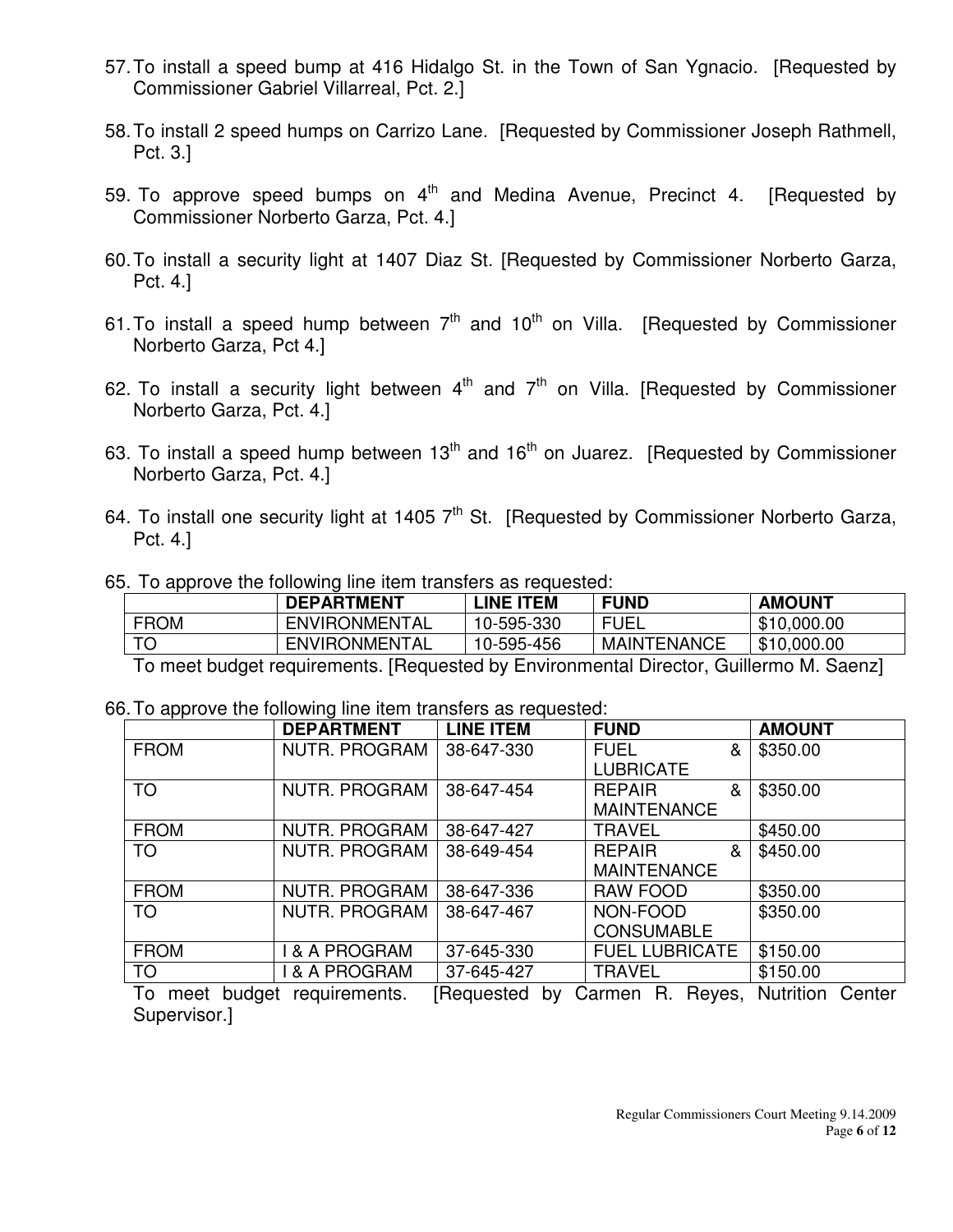57. To install a speed bump at 416 Hidalgo St. in the Town of San Ygnacio. [Requested by Commissioner Gabriel Villarreal, Pct. 2.]

58. To install 2 speed humps on Carrizo Lane. [Requested by Commissioner Joseph Rathmell, Pct. 3.]

59. To approve speed bumps on 4th and Medina Avenue, Precinct 4. [Requested by Commissioner Norberto Garza, Pct. 4.]

60. To install a security light at 1407 Diaz St. [Requested by Commissioner Norberto Garza, Pct. 4.]

61. To install a speed hump between 7th and 10th on Villa. [Requested by Commissioner Norberto Garza, Pct 4.]

62. To install a security light between 4th and 7th on Villa. [Requested by Commissioner Norberto Garza, Pct. 4.]

63. To install a speed hump between 13th and 16th on Juarez. [Requested by Commissioner Norberto Garza, Pct. 4.]

64. To install one security light at 1405 7th St. [Requested by Commissioner Norberto Garza, Pct. 4.]

65. To approve the following line item transfers as requested:

| | DEPARTMENT | LINE ITEM | FUND | AMOUNT |
|---|---|---|---|---|
| FROM | ENVIRONMENTAL | 10-595-330 | FUEL | $10,000.00 |
| TO | ENVIRONMENTAL | 10-595-456 | MAINTENANCE | $10,000.00 |

To meet budget requirements. [Requested by Environmental Director, Guillermo M. Saenz]

66. To approve the following line item transfers as requested:

| | DEPARTMENT | LINE ITEM | FUND | AMOUNT |
|---|---|---|---|---|
| FROM | NUTR. PROGRAM | 38-647-330 | FUEL & LUBRICATE | $350.00 |
| TO | NUTR. PROGRAM | 38-647-454 | REPAIR & MAINTENANCE | $350.00 |
| FROM | NUTR. PROGRAM | 38-647-427 | TRAVEL | $450.00 |
| TO | NUTR. PROGRAM | 38-649-454 | REPAIR & MAINTENANCE | $450.00 |
| FROM | NUTR. PROGRAM | 38-647-336 | RAW FOOD | $350.00 |
| TO | NUTR. PROGRAM | 38-647-467 | NON-FOOD CONSUMABLE | $350.00 |
| FROM | I & A PROGRAM | 37-645-330 | FUEL LUBRICATE | $150.00 |
| TO | I & A PROGRAM | 37-645-427 | TRAVEL | $150.00 |

To meet budget requirements. [Requested by Carmen R. Reyes, Nutrition Center Supervisor.]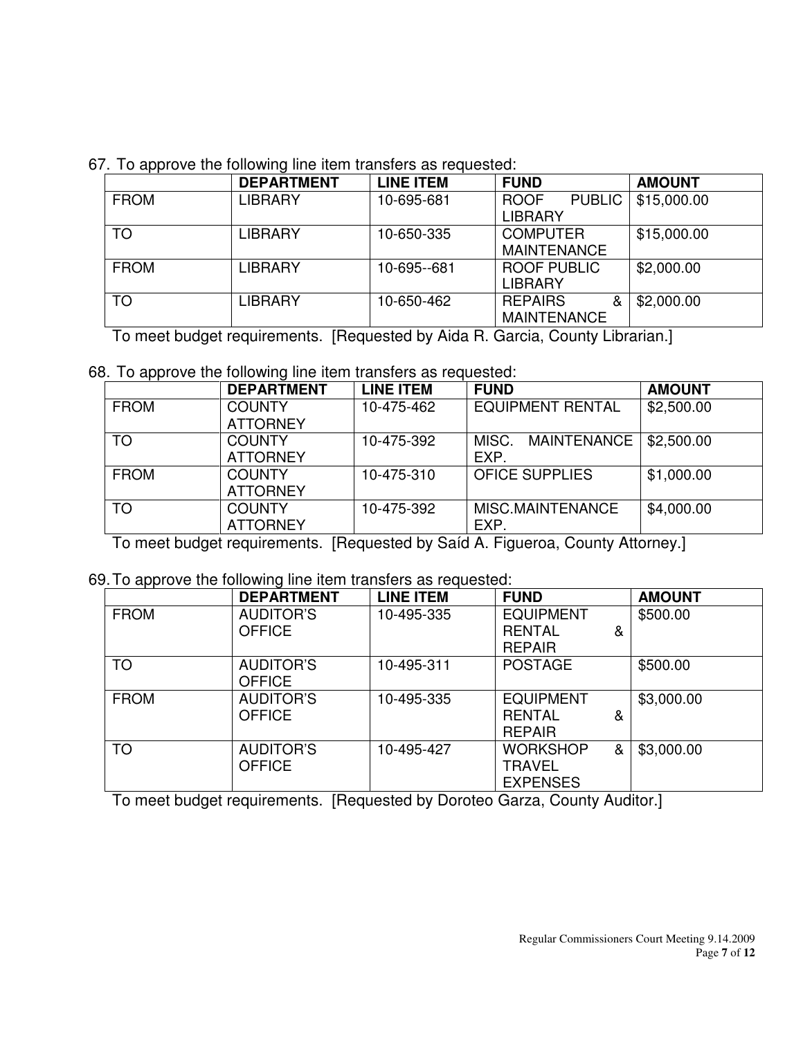67. To approve the following line item transfers as requested:

| | DEPARTMENT | LINE ITEM | FUND | AMOUNT |
|---|---|---|---|---|
| FROM | LIBRARY | 10-695-681 | ROOF PUBLIC LIBRARY | $15,000.00 |
| TO | LIBRARY | 10-650-335 | COMPUTER MAINTENANCE | $15,000.00 |
| FROM | LIBRARY | 10-695--681 | ROOF PUBLIC LIBRARY | $2,000.00 |
| TO | LIBRARY | 10-650-462 | REPAIRS & MAINTENANCE | $2,000.00 |

To meet budget requirements. [Requested by Aida R. Garcia, County Librarian.]

68. To approve the following line item transfers as requested:

| | DEPARTMENT | LINE ITEM | FUND | AMOUNT |
|---|---|---|---|---|
| FROM | COUNTY ATTORNEY | 10-475-462 | EQUIPMENT RENTAL | $2,500.00 |
| TO | COUNTY ATTORNEY | 10-475-392 | MISC. MAINTENANCE EXP. | $2,500.00 |
| FROM | COUNTY ATTORNEY | 10-475-310 | OFICE SUPPLIES | $1,000.00 |
| TO | COUNTY ATTORNEY | 10-475-392 | MISC.MAINTENANCE EXP. | $4,000.00 |

To meet budget requirements. [Requested by Saíd A. Figueroa, County Attorney.]

69. To approve the following line item transfers as requested:

| | DEPARTMENT | LINE ITEM | FUND | AMOUNT |
|---|---|---|---|---|
| FROM | AUDITOR'S OFFICE | 10-495-335 | EQUIPMENT RENTAL & REPAIR | $500.00 |
| TO | AUDITOR'S OFFICE | 10-495-311 | POSTAGE | $500.00 |
| FROM | AUDITOR'S OFFICE | 10-495-335 | EQUIPMENT RENTAL & REPAIR | $3,000.00 |
| TO | AUDITOR'S OFFICE | 10-495-427 | WORKSHOP & TRAVEL EXPENSES | $3,000.00 |

To meet budget requirements. [Requested by Doroteo Garza, County Auditor.]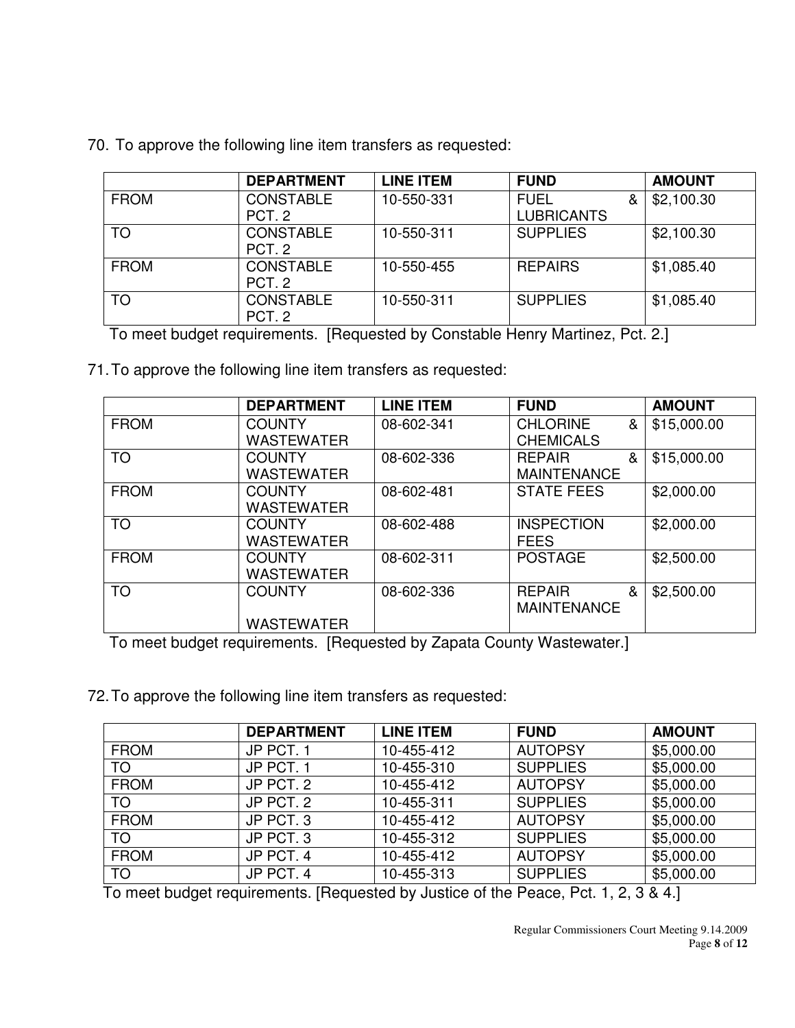70. To approve the following line item transfers as requested:

| | DEPARTMENT | LINE ITEM | FUND | AMOUNT |
|---|---|---|---|---|
| FROM | CONSTABLE PCT. 2 | 10-550-331 | FUEL & LUBRICANTS | $2,100.30 |
| TO | CONSTABLE PCT. 2 | 10-550-311 | SUPPLIES | $2,100.30 |
| FROM | CONSTABLE PCT. 2 | 10-550-455 | REPAIRS | $1,085.40 |
| TO | CONSTABLE PCT. 2 | 10-550-311 | SUPPLIES | $1,085.40 |

To meet budget requirements. [Requested by Constable Henry Martinez, Pct. 2.]

71. To approve the following line item transfers as requested:

| | DEPARTMENT | LINE ITEM | FUND | AMOUNT |
|---|---|---|---|---|
| FROM | COUNTY WASTEWATER | 08-602-341 | CHLORINE & CHEMICALS | $15,000.00 |
| TO | COUNTY WASTEWATER | 08-602-336 | REPAIR & MAINTENANCE | $15,000.00 |
| FROM | COUNTY WASTEWATER | 08-602-481 | STATE FEES | $2,000.00 |
| TO | COUNTY WASTEWATER | 08-602-488 | INSPECTION FEES | $2,000.00 |
| FROM | COUNTY WASTEWATER | 08-602-311 | POSTAGE | $2,500.00 |
| TO | COUNTY WASTEWATER | 08-602-336 | REPAIR & MAINTENANCE | $2,500.00 |

To meet budget requirements. [Requested by Zapata County Wastewater.]

72. To approve the following line item transfers as requested:

| | DEPARTMENT | LINE ITEM | FUND | AMOUNT |
|---|---|---|---|---|
| FROM | JP PCT. 1 | 10-455-412 | AUTOPSY | $5,000.00 |
| TO | JP PCT. 1 | 10-455-310 | SUPPLIES | $5,000.00 |
| FROM | JP PCT. 2 | 10-455-412 | AUTOPSY | $5,000.00 |
| TO | JP PCT. 2 | 10-455-311 | SUPPLIES | $5,000.00 |
| FROM | JP PCT. 3 | 10-455-412 | AUTOPSY | $5,000.00 |
| TO | JP PCT. 3 | 10-455-312 | SUPPLIES | $5,000.00 |
| FROM | JP PCT. 4 | 10-455-412 | AUTOPSY | $5,000.00 |
| TO | JP PCT. 4 | 10-455-313 | SUPPLIES | $5,000.00 |

To meet budget requirements. [Requested by Justice of the Peace, Pct. 1, 2, 3 & 4.]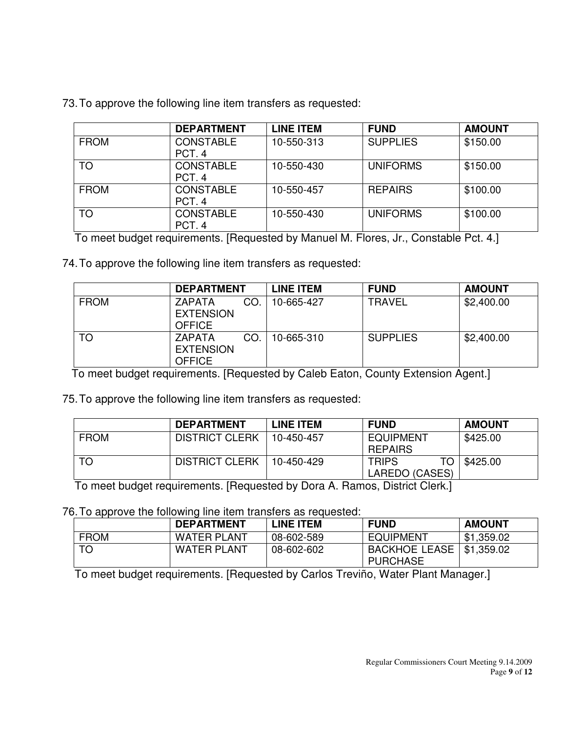73. To approve the following line item transfers as requested:

| | DEPARTMENT | LINE ITEM | FUND | AMOUNT |
|---|---|---|---|---|
| FROM | CONSTABLE PCT. 4 | 10-550-313 | SUPPLIES | $150.00 |
| TO | CONSTABLE PCT. 4 | 10-550-430 | UNIFORMS | $150.00 |
| FROM | CONSTABLE PCT. 4 | 10-550-457 | REPAIRS | $100.00 |
| TO | CONSTABLE PCT. 4 | 10-550-430 | UNIFORMS | $100.00 |

To meet budget requirements. [Requested by Manuel M. Flores, Jr., Constable Pct. 4.]

74. To approve the following line item transfers as requested:

| | DEPARTMENT | LINE ITEM | FUND | AMOUNT |
|---|---|---|---|---|
| FROM | ZAPATA CO. EXTENSION OFFICE | 10-665-427 | TRAVEL | $2,400.00 |
| TO | ZAPATA CO. EXTENSION OFFICE | 10-665-310 | SUPPLIES | $2,400.00 |

To meet budget requirements. [Requested by Caleb Eaton, County Extension Agent.]

75. To approve the following line item transfers as requested:

| | DEPARTMENT | LINE ITEM | FUND | AMOUNT |
|---|---|---|---|---|
| FROM | DISTRICT CLERK | 10-450-457 | EQUIPMENT REPAIRS | $425.00 |
| TO | DISTRICT CLERK | 10-450-429 | TRIPS TO LAREDO (CASES) | $425.00 |

To meet budget requirements. [Requested by Dora A. Ramos, District Clerk.]

76. To approve the following line item transfers as requested:

| | DEPARTMENT | LINE ITEM | FUND | AMOUNT |
|---|---|---|---|---|
| FROM | WATER PLANT | 08-602-589 | EQUIPMENT | $1,359.02 |
| TO | WATER PLANT | 08-602-602 | BACKHOE LEASE PURCHASE | $1,359.02 |

To meet budget requirements. [Requested by Carlos Treviño, Water Plant Manager.]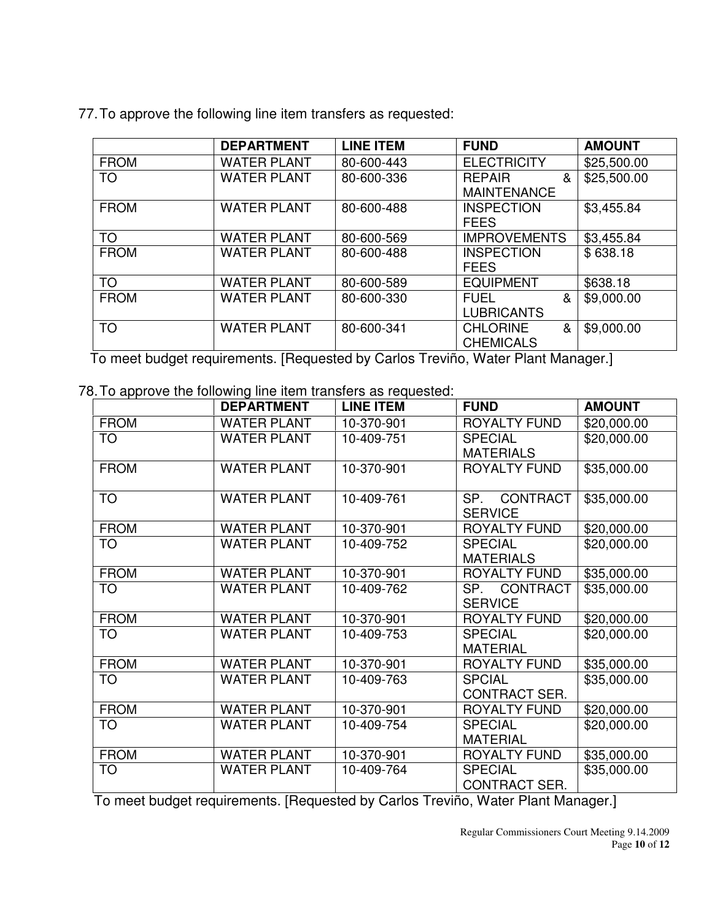77. To approve the following line item transfers as requested:

| | DEPARTMENT | LINE ITEM | FUND | AMOUNT |
|---|---|---|---|---|
| FROM | WATER PLANT | 80-600-443 | ELECTRICITY | $25,500.00 |
| TO | WATER PLANT | 80-600-336 | REPAIR & MAINTENANCE | $25,500.00 |
| FROM | WATER PLANT | 80-600-488 | INSPECTION FEES | $3,455.84 |
| TO | WATER PLANT | 80-600-569 | IMPROVEMENTS | $3,455.84 |
| FROM | WATER PLANT | 80-600-488 | INSPECTION FEES | $ 638.18 |
| TO | WATER PLANT | 80-600-589 | EQUIPMENT | $638.18 |
| FROM | WATER PLANT | 80-600-330 | FUEL & LUBRICANTS | $9,000.00 |
| TO | WATER PLANT | 80-600-341 | CHLORINE & CHEMICALS | $9,000.00 |

To meet budget requirements. [Requested by Carlos Treviño, Water Plant Manager.]

78. To approve the following line item transfers as requested:

| | DEPARTMENT | LINE ITEM | FUND | AMOUNT |
|---|---|---|---|---|
| FROM | WATER PLANT | 10-370-901 | ROYALTY FUND | $20,000.00 |
| TO | WATER PLANT | 10-409-751 | SPECIAL MATERIALS | $20,000.00 |
| FROM | WATER PLANT | 10-370-901 | ROYALTY FUND | $35,000.00 |
| TO | WATER PLANT | 10-409-761 | SP. CONTRACT SERVICE | $35,000.00 |
| FROM | WATER PLANT | 10-370-901 | ROYALTY FUND | $20,000.00 |
| TO | WATER PLANT | 10-409-752 | SPECIAL MATERIALS | $20,000.00 |
| FROM | WATER PLANT | 10-370-901 | ROYALTY FUND | $35,000.00 |
| TO | WATER PLANT | 10-409-762 | SP. CONTRACT SERVICE | $35,000.00 |
| FROM | WATER PLANT | 10-370-901 | ROYALTY FUND | $20,000.00 |
| TO | WATER PLANT | 10-409-753 | SPECIAL MATERIAL | $20,000.00 |
| FROM | WATER PLANT | 10-370-901 | ROYALTY FUND | $35,000.00 |
| TO | WATER PLANT | 10-409-763 | SPCIAL CONTRACT SER. | $35,000.00 |
| FROM | WATER PLANT | 10-370-901 | ROYALTY FUND | $20,000.00 |
| TO | WATER PLANT | 10-409-754 | SPECIAL MATERIAL | $20,000.00 |
| FROM | WATER PLANT | 10-370-901 | ROYALTY FUND | $35,000.00 |
| TO | WATER PLANT | 10-409-764 | SPECIAL CONTRACT SER. | $35,000.00 |

To meet budget requirements. [Requested by Carlos Treviño, Water Plant Manager.]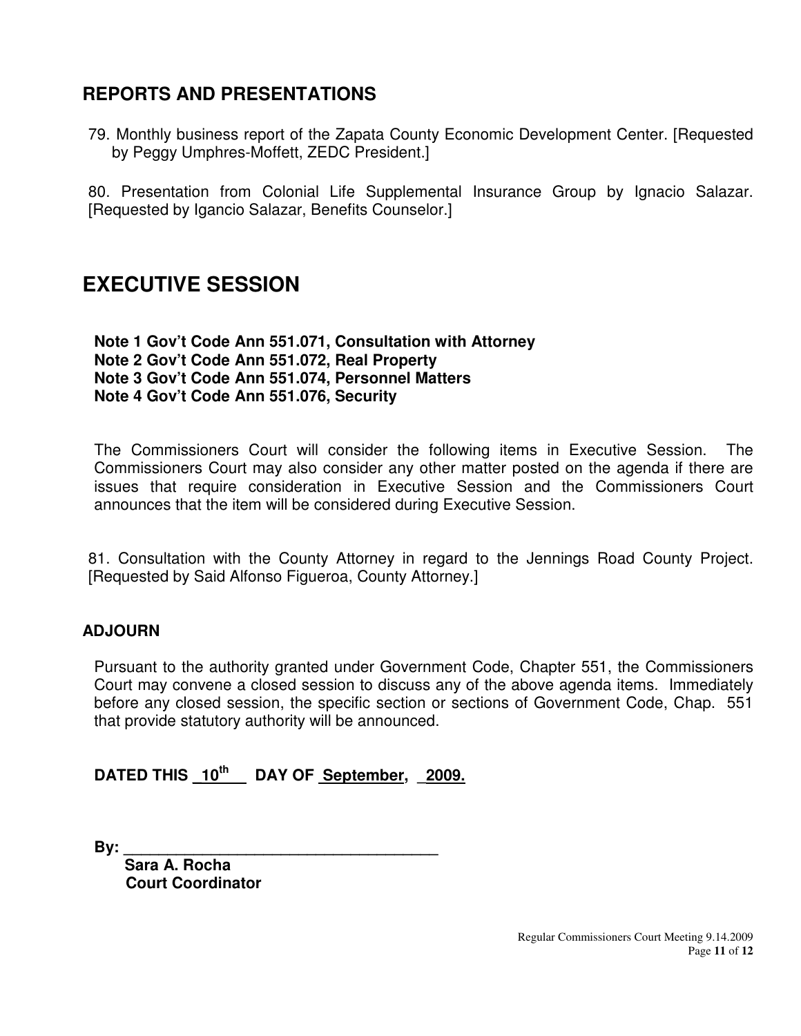## REPORTS AND PRESENTATIONS

79. Monthly business report of the Zapata County Economic Development Center. [Requested by Peggy Umphres-Moffett, ZEDC President.]

80. Presentation from Colonial Life Supplemental Insurance Group by Ignacio Salazar. [Requested by Igancio Salazar, Benefits Counselor.]

# EXECUTIVE SESSION

**Note 1 Gov't Code Ann 551.071, Consultation with Attorney**
**Note 2 Gov't Code Ann 551.072, Real Property**
**Note 3 Gov't Code Ann 551.074, Personnel Matters**
**Note 4 Gov't Code Ann 551.076, Security**

The Commissioners Court will consider the following items in Executive Session. The Commissioners Court may also consider any other matter posted on the agenda if there are issues that require consideration in Executive Session and the Commissioners Court announces that the item will be considered during Executive Session.

81. Consultation with the County Attorney in regard to the Jennings Road County Project. [Requested by Said Alfonso Figueroa, County Attorney.]

### ADJOURN

Pursuant to the authority granted under Government Code, Chapter 551, the Commissioners Court may convene a closed session to discuss any of the above agenda items. Immediately before any closed session, the specific section or sections of Government Code, Chap. 551 that provide statutory authority will be announced.

**DATED THIS 10th DAY OF September, 2009.**

**By: ____________________________________**
**Sara A. Rocha**
**Court Coordinator**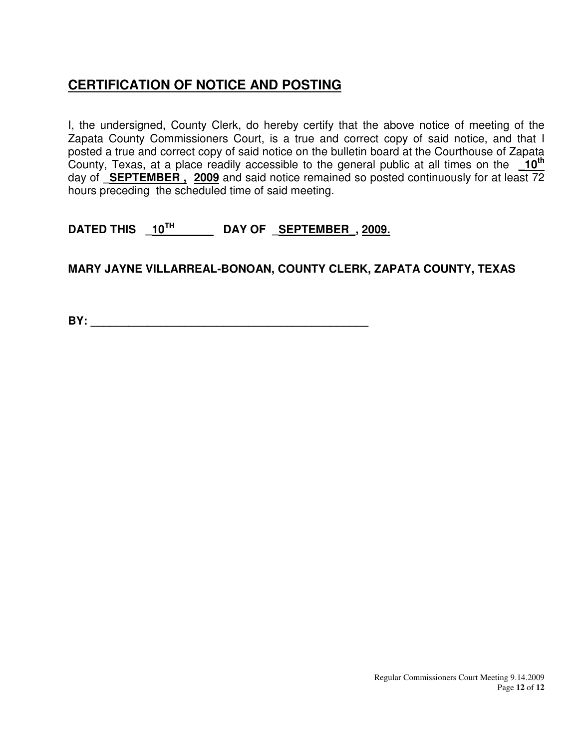## CERTIFICATION OF NOTICE AND POSTING

I, the undersigned, County Clerk, do hereby certify that the above notice of meeting of the Zapata County Commissioners Court, is a true and correct copy of said notice, and that I posted a true and correct copy of said notice on the bulletin board at the Courthouse of Zapata County, Texas, at a place readily accessible to the general public at all times on the **10th** day of **SEPTEMBER, 2009** and said notice remained so posted continuously for at least 72 hours preceding the scheduled time of said meeting.

**DATED THIS 10TH DAY OF SEPTEMBER, 2009.**

**MARY JAYNE VILLARREAL-BONOAN, COUNTY CLERK, ZAPATA COUNTY, TEXAS**

**BY: ______________________________________________**